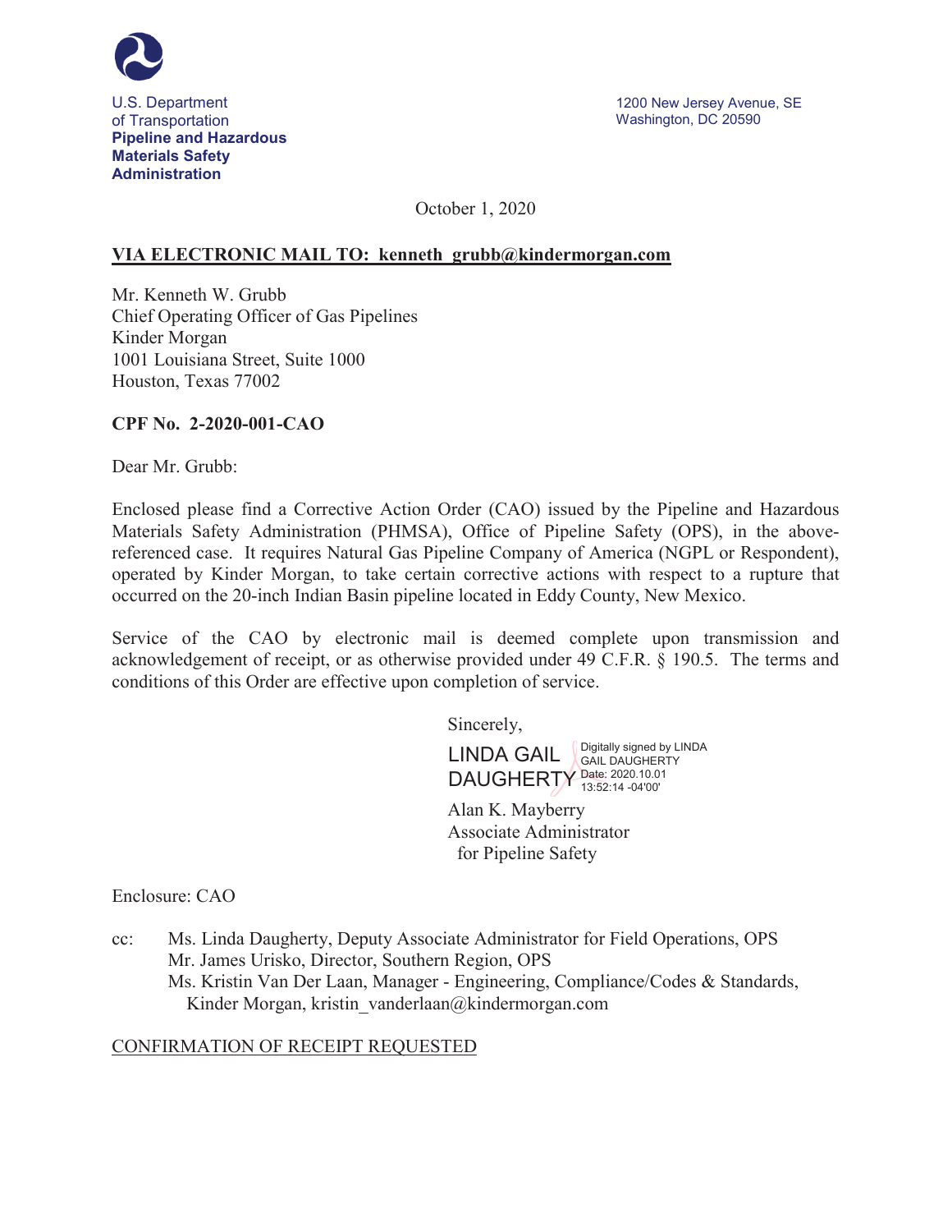U.S. Department of Transportation
**Pipeline and Hazardous Materials Safety Administration**

1200 New Jersey Avenue, SE
Washington, DC 20590

October 1, 2020

**VIA ELECTRONIC MAIL TO: kenneth_grubb@kindermorgan.com**

Mr. Kenneth W. Grubb
Chief Operating Officer of Gas Pipelines
Kinder Morgan
1001 Louisiana Street, Suite 1000
Houston, Texas 77002

**CPF No. 2-2020-001-CAO**

Dear Mr. Grubb:

Enclosed please find a Corrective Action Order (CAO) issued by the Pipeline and Hazardous Materials Safety Administration (PHMSA), Office of Pipeline Safety (OPS), in the above-referenced case. It requires Natural Gas Pipeline Company of America (NGPL or Respondent), operated by Kinder Morgan, to take certain corrective actions with respect to a rupture that occurred on the 20-inch Indian Basin pipeline located in Eddy County, New Mexico.

Service of the CAO by electronic mail is deemed complete upon transmission and acknowledgement of receipt, or as otherwise provided under 49 C.F.R. § 190.5. The terms and conditions of this Order are effective upon completion of service.

Sincerely,

LINDA GAIL DAUGHERTY
Digitally signed by LINDA GAIL DAUGHERTY
Date: 2020.10.01 13:52:14 -04'00'

Alan K. Mayberry
Associate Administrator
for Pipeline Safety

Enclosure: CAO

cc: Ms. Linda Daugherty, Deputy Associate Administrator for Field Operations, OPS
Mr. James Urisko, Director, Southern Region, OPS
Ms. Kristin Van Der Laan, Manager - Engineering, Compliance/Codes & Standards, Kinder Morgan, kristin_vanderlaan@kindermorgan.com

CONFIRMATION OF RECEIPT REQUESTED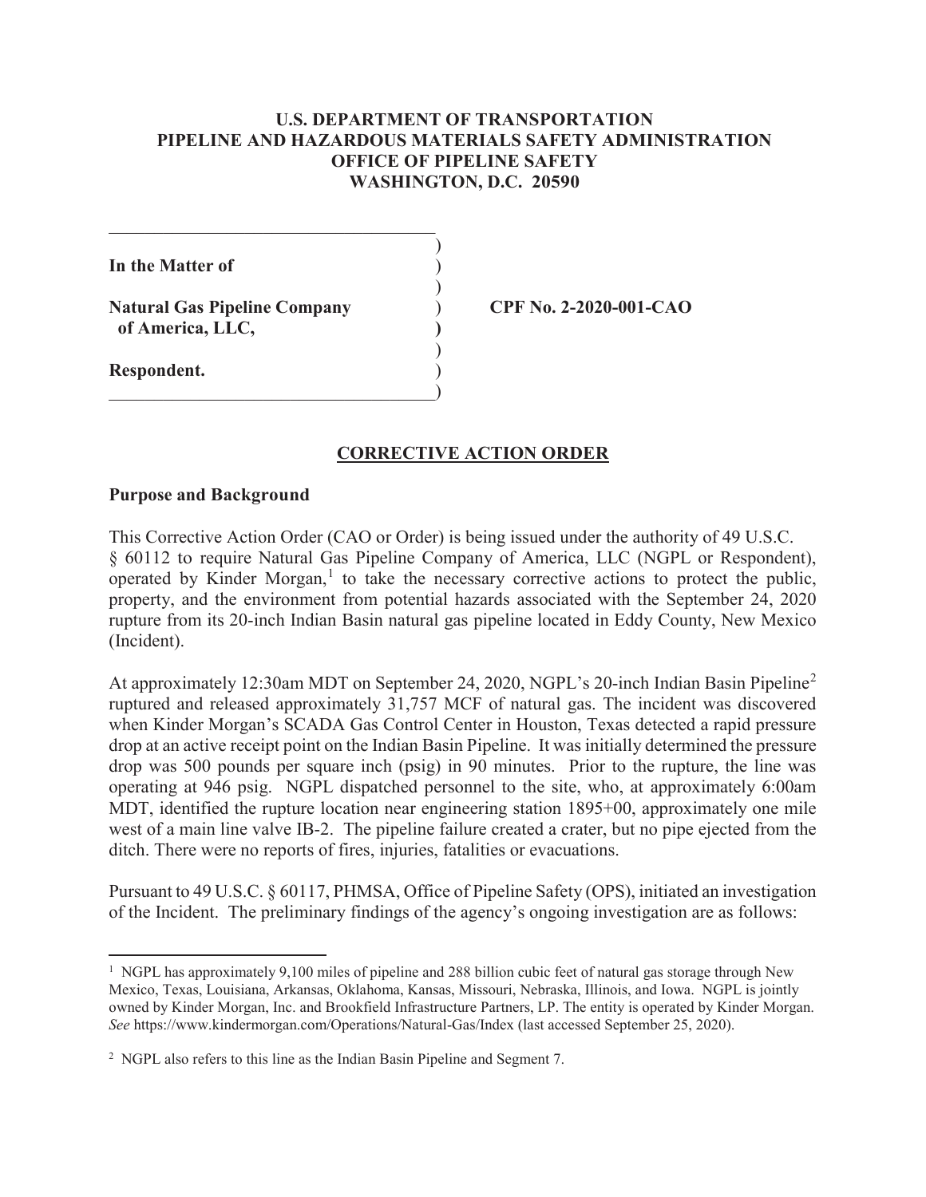**U.S. DEPARTMENT OF TRANSPORTATION**
**PIPELINE AND HAZARDOUS MATERIALS SAFETY ADMINISTRATION**
**OFFICE OF PIPELINE SAFETY**
**WASHINGTON, D.C. 20590**

| | |
|---|---|
| **In the Matter of** | |
| **Natural Gas Pipeline Company of America, LLC,** | **CPF No. 2-2020-001-CAO** |
| **Respondent.** | |

## CORRECTIVE ACTION ORDER

### Purpose and Background

This Corrective Action Order (CAO or Order) is being issued under the authority of 49 U.S.C. § 60112 to require Natural Gas Pipeline Company of America, LLC (NGPL or Respondent), operated by Kinder Morgan,[1] to take the necessary corrective actions to protect the public, property, and the environment from potential hazards associated with the September 24, 2020 rupture from its 20-inch Indian Basin natural gas pipeline located in Eddy County, New Mexico (Incident).

At approximately 12:30am MDT on September 24, 2020, NGPL's 20-inch Indian Basin Pipeline[2] ruptured and released approximately 31,757 MCF of natural gas. The incident was discovered when Kinder Morgan's SCADA Gas Control Center in Houston, Texas detected a rapid pressure drop at an active receipt point on the Indian Basin Pipeline. It was initially determined the pressure drop was 500 pounds per square inch (psig) in 90 minutes. Prior to the rupture, the line was operating at 946 psig. NGPL dispatched personnel to the site, who, at approximately 6:00am MDT, identified the rupture location near engineering station 1895+00, approximately one mile west of a main line valve IB-2. The pipeline failure created a crater, but no pipe ejected from the ditch. There were no reports of fires, injuries, fatalities or evacuations.

Pursuant to 49 U.S.C. § 60117, PHMSA, Office of Pipeline Safety (OPS), initiated an investigation of the Incident. The preliminary findings of the agency's ongoing investigation are as follows:

---

[1] NGPL has approximately 9,100 miles of pipeline and 288 billion cubic feet of natural gas storage through New Mexico, Texas, Louisiana, Arkansas, Oklahoma, Kansas, Missouri, Nebraska, Illinois, and Iowa. NGPL is jointly owned by Kinder Morgan, Inc. and Brookfield Infrastructure Partners, LP. The entity is operated by Kinder Morgan. *See* https://www.kindermorgan.com/Operations/Natural-Gas/Index (last accessed September 25, 2020).

[2] NGPL also refers to this line as the Indian Basin Pipeline and Segment 7.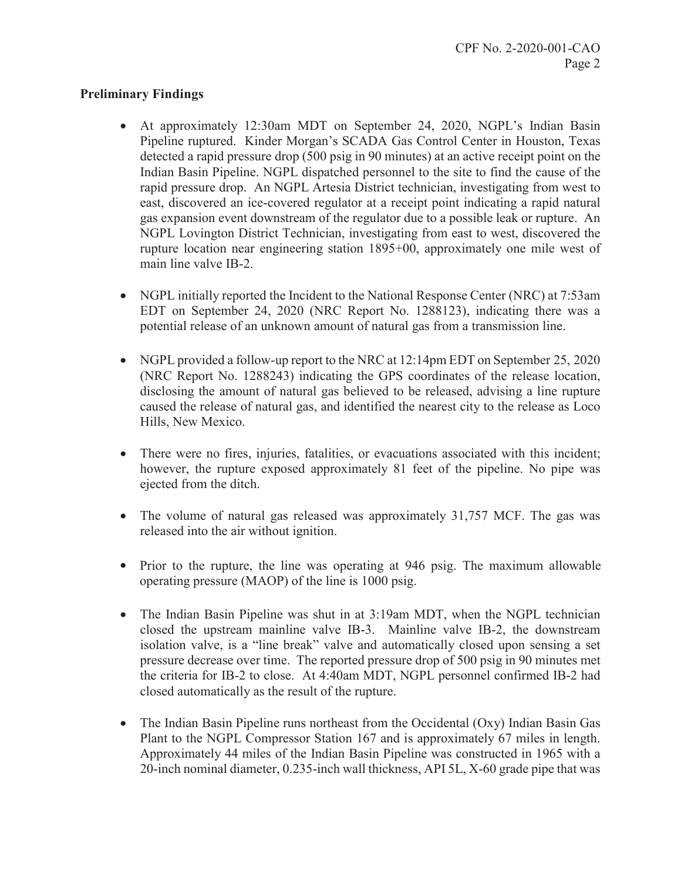## Preliminary Findings

- At approximately 12:30am MDT on September 24, 2020, NGPL's Indian Basin Pipeline ruptured. Kinder Morgan's SCADA Gas Control Center in Houston, Texas detected a rapid pressure drop (500 psig in 90 minutes) at an active receipt point on the Indian Basin Pipeline. NGPL dispatched personnel to the site to find the cause of the rapid pressure drop. An NGPL Artesia District technician, investigating from west to east, discovered an ice-covered regulator at a receipt point indicating a rapid natural gas expansion event downstream of the regulator due to a possible leak or rupture. An NGPL Lovington District Technician, investigating from east to west, discovered the rupture location near engineering station 1895+00, approximately one mile west of main line valve IB-2.

- NGPL initially reported the Incident to the National Response Center (NRC) at 7:53am EDT on September 24, 2020 (NRC Report No. 1288123), indicating there was a potential release of an unknown amount of natural gas from a transmission line.

- NGPL provided a follow-up report to the NRC at 12:14pm EDT on September 25, 2020 (NRC Report No. 1288243) indicating the GPS coordinates of the release location, disclosing the amount of natural gas believed to be released, advising a line rupture caused the release of natural gas, and identified the nearest city to the release as Loco Hills, New Mexico.

- There were no fires, injuries, fatalities, or evacuations associated with this incident; however, the rupture exposed approximately 81 feet of the pipeline. No pipe was ejected from the ditch.

- The volume of natural gas released was approximately 31,757 MCF. The gas was released into the air without ignition.

- Prior to the rupture, the line was operating at 946 psig. The maximum allowable operating pressure (MAOP) of the line is 1000 psig.

- The Indian Basin Pipeline was shut in at 3:19am MDT, when the NGPL technician closed the upstream mainline valve IB-3. Mainline valve IB-2, the downstream isolation valve, is a "line break" valve and automatically closed upon sensing a set pressure decrease over time. The reported pressure drop of 500 psig in 90 minutes met the criteria for IB-2 to close. At 4:40am MDT, NGPL personnel confirmed IB-2 had closed automatically as the result of the rupture.

- The Indian Basin Pipeline runs northeast from the Occidental (Oxy) Indian Basin Gas Plant to the NGPL Compressor Station 167 and is approximately 67 miles in length. Approximately 44 miles of the Indian Basin Pipeline was constructed in 1965 with a 20-inch nominal diameter, 0.235-inch wall thickness, API 5L, X-60 grade pipe that was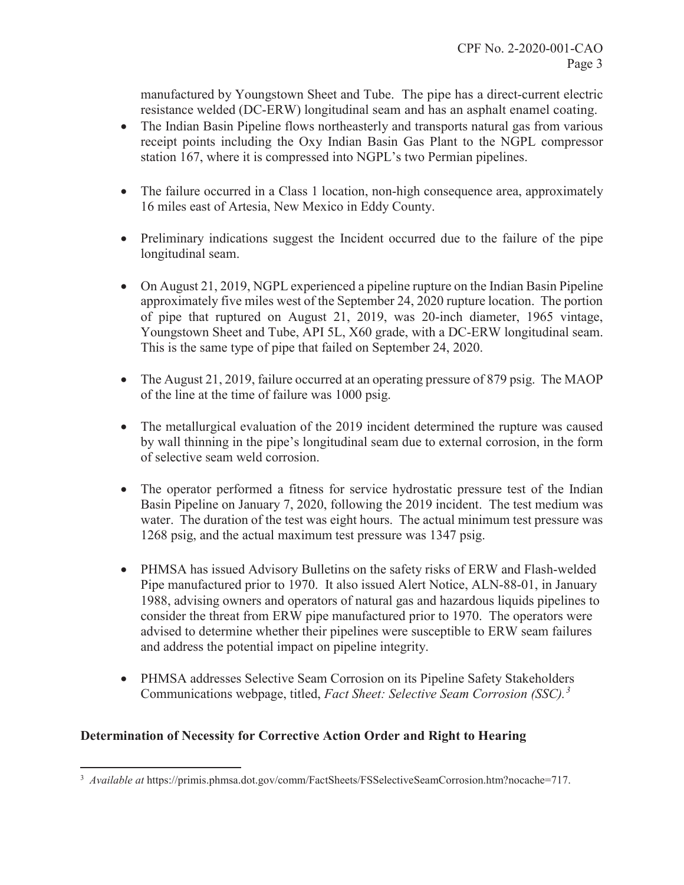manufactured by Youngstown Sheet and Tube. The pipe has a direct-current electric resistance welded (DC-ERW) longitudinal seam and has an asphalt enamel coating.

- The Indian Basin Pipeline flows northeasterly and transports natural gas from various receipt points including the Oxy Indian Basin Gas Plant to the NGPL compressor station 167, where it is compressed into NGPL's two Permian pipelines.
- The failure occurred in a Class 1 location, non-high consequence area, approximately 16 miles east of Artesia, New Mexico in Eddy County.
- Preliminary indications suggest the Incident occurred due to the failure of the pipe longitudinal seam.
- On August 21, 2019, NGPL experienced a pipeline rupture on the Indian Basin Pipeline approximately five miles west of the September 24, 2020 rupture location. The portion of pipe that ruptured on August 21, 2019, was 20-inch diameter, 1965 vintage, Youngstown Sheet and Tube, API 5L, X60 grade, with a DC-ERW longitudinal seam. This is the same type of pipe that failed on September 24, 2020.
- The August 21, 2019, failure occurred at an operating pressure of 879 psig. The MAOP of the line at the time of failure was 1000 psig.
- The metallurgical evaluation of the 2019 incident determined the rupture was caused by wall thinning in the pipe's longitudinal seam due to external corrosion, in the form of selective seam weld corrosion.
- The operator performed a fitness for service hydrostatic pressure test of the Indian Basin Pipeline on January 7, 2020, following the 2019 incident. The test medium was water. The duration of the test was eight hours. The actual minimum test pressure was 1268 psig, and the actual maximum test pressure was 1347 psig.
- PHMSA has issued Advisory Bulletins on the safety risks of ERW and Flash-welded Pipe manufactured prior to 1970. It also issued Alert Notice, ALN-88-01, in January 1988, advising owners and operators of natural gas and hazardous liquids pipelines to consider the threat from ERW pipe manufactured prior to 1970. The operators were advised to determine whether their pipelines were susceptible to ERW seam failures and address the potential impact on pipeline integrity.
- PHMSA addresses Selective Seam Corrosion on its Pipeline Safety Stakeholders Communications webpage, titled, *Fact Sheet: Selective Seam Corrosion (SSC).*[3]

**Determination of Necessity for Corrective Action Order and Right to Hearing**

[3] *Available at* https://primis.phmsa.dot.gov/comm/FactSheets/FSSelectiveSeamCorrosion.htm?nocache=717.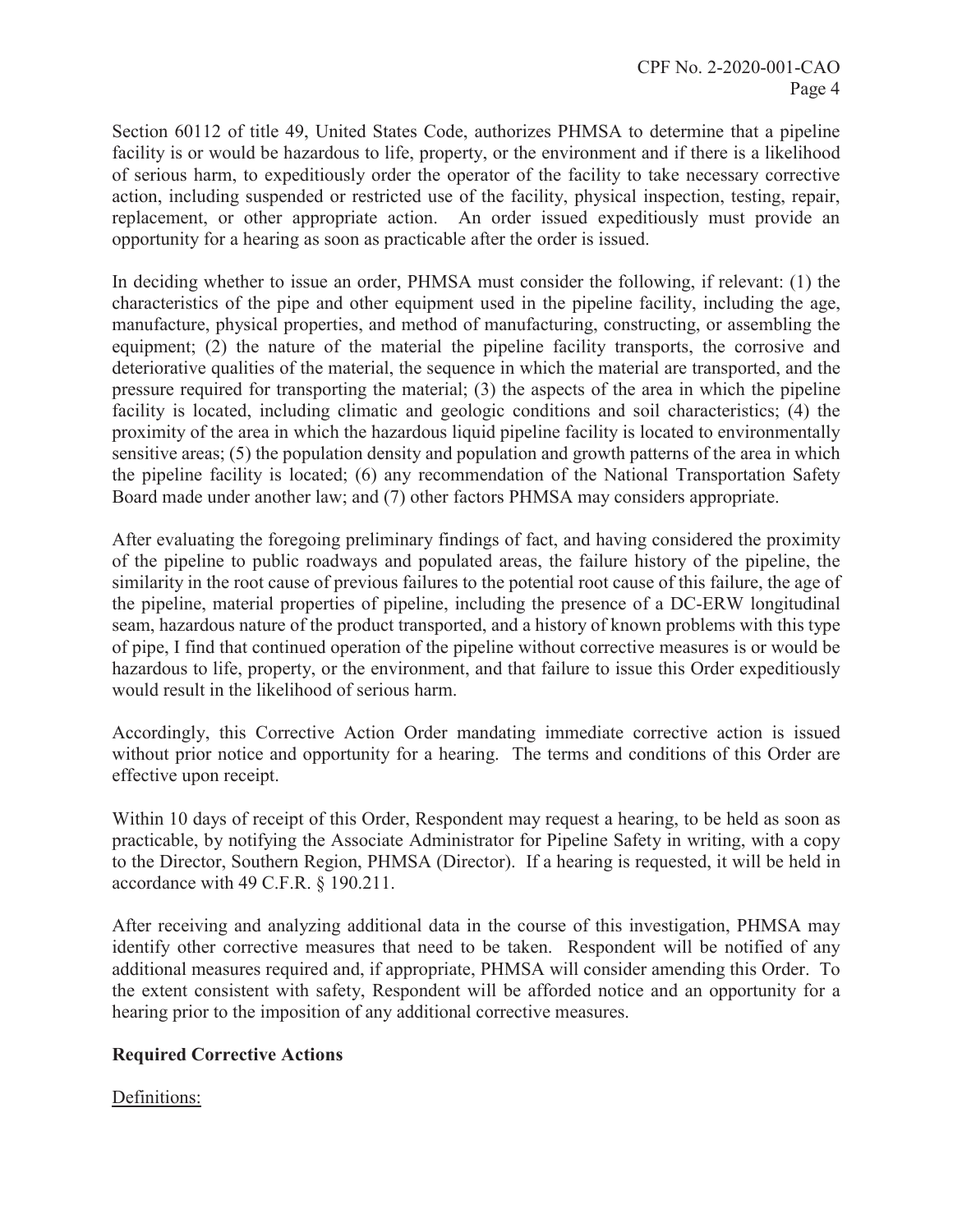Section 60112 of title 49, United States Code, authorizes PHMSA to determine that a pipeline facility is or would be hazardous to life, property, or the environment and if there is a likelihood of serious harm, to expeditiously order the operator of the facility to take necessary corrective action, including suspended or restricted use of the facility, physical inspection, testing, repair, replacement, or other appropriate action. An order issued expeditiously must provide an opportunity for a hearing as soon as practicable after the order is issued.

In deciding whether to issue an order, PHMSA must consider the following, if relevant: (1) the characteristics of the pipe and other equipment used in the pipeline facility, including the age, manufacture, physical properties, and method of manufacturing, constructing, or assembling the equipment; (2) the nature of the material the pipeline facility transports, the corrosive and deteriorative qualities of the material, the sequence in which the material are transported, and the pressure required for transporting the material; (3) the aspects of the area in which the pipeline facility is located, including climatic and geologic conditions and soil characteristics; (4) the proximity of the area in which the hazardous liquid pipeline facility is located to environmentally sensitive areas; (5) the population density and population and growth patterns of the area in which the pipeline facility is located; (6) any recommendation of the National Transportation Safety Board made under another law; and (7) other factors PHMSA may considers appropriate.

After evaluating the foregoing preliminary findings of fact, and having considered the proximity of the pipeline to public roadways and populated areas, the failure history of the pipeline, the similarity in the root cause of previous failures to the potential root cause of this failure, the age of the pipeline, material properties of pipeline, including the presence of a DC-ERW longitudinal seam, hazardous nature of the product transported, and a history of known problems with this type of pipe, I find that continued operation of the pipeline without corrective measures is or would be hazardous to life, property, or the environment, and that failure to issue this Order expeditiously would result in the likelihood of serious harm.

Accordingly, this Corrective Action Order mandating immediate corrective action is issued without prior notice and opportunity for a hearing. The terms and conditions of this Order are effective upon receipt.

Within 10 days of receipt of this Order, Respondent may request a hearing, to be held as soon as practicable, by notifying the Associate Administrator for Pipeline Safety in writing, with a copy to the Director, Southern Region, PHMSA (Director). If a hearing is requested, it will be held in accordance with 49 C.F.R. § 190.211.

After receiving and analyzing additional data in the course of this investigation, PHMSA may identify other corrective measures that need to be taken. Respondent will be notified of any additional measures required and, if appropriate, PHMSA will consider amending this Order. To the extent consistent with safety, Respondent will be afforded notice and an opportunity for a hearing prior to the imposition of any additional corrective measures.

## Required Corrective Actions

Definitions: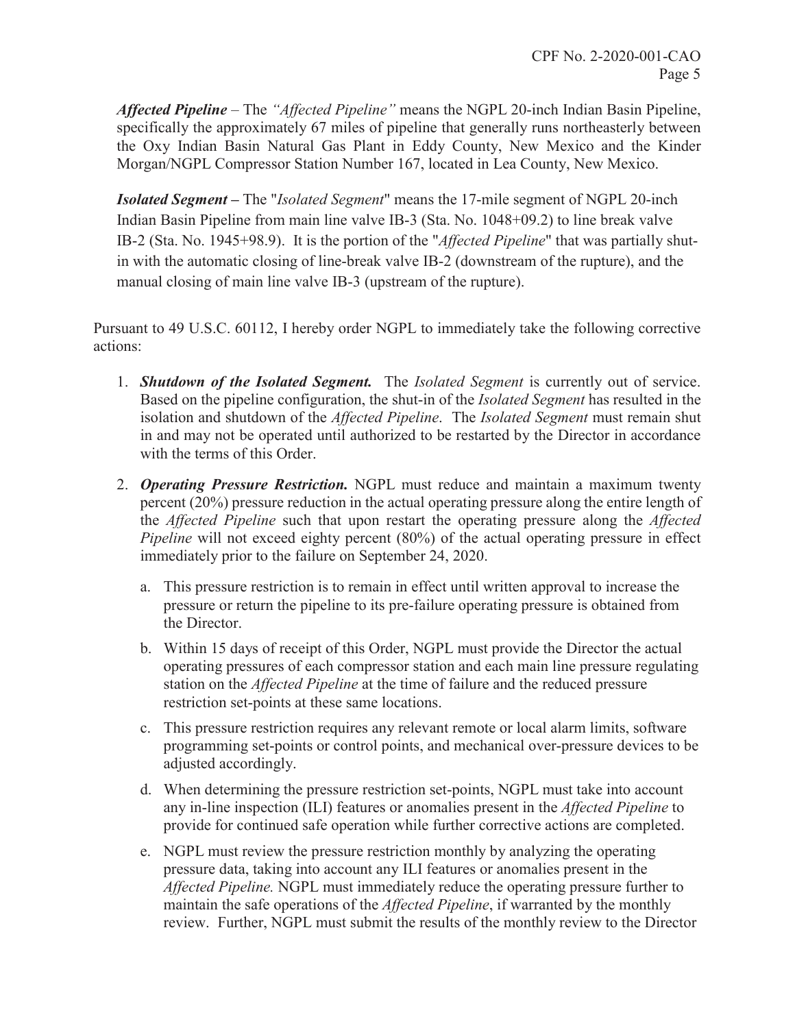***Affected Pipeline*** – The *"Affected Pipeline"* means the NGPL 20-inch Indian Basin Pipeline, specifically the approximately 67 miles of pipeline that generally runs northeasterly between the Oxy Indian Basin Natural Gas Plant in Eddy County, New Mexico and the Kinder Morgan/NGPL Compressor Station Number 167, located in Lea County, New Mexico.

***Isolated Segment*** **–** The "*Isolated Segment*" means the 17-mile segment of NGPL 20-inch Indian Basin Pipeline from main line valve IB-3 (Sta. No. 1048+09.2) to line break valve IB-2 (Sta. No. 1945+98.9). It is the portion of the "*Affected Pipeline*" that was partially shut-in with the automatic closing of line-break valve IB-2 (downstream of the rupture), and the manual closing of main line valve IB-3 (upstream of the rupture).

Pursuant to 49 U.S.C. 60112, I hereby order NGPL to immediately take the following corrective actions:

1. ***Shutdown of the Isolated Segment.*** The *Isolated Segment* is currently out of service. Based on the pipeline configuration, the shut-in of the *Isolated Segment* has resulted in the isolation and shutdown of the *Affected Pipeline*. The *Isolated Segment* must remain shut in and may not be operated until authorized to be restarted by the Director in accordance with the terms of this Order.

2. ***Operating Pressure Restriction.*** NGPL must reduce and maintain a maximum twenty percent (20%) pressure reduction in the actual operating pressure along the entire length of the *Affected Pipeline* such that upon restart the operating pressure along the *Affected Pipeline* will not exceed eighty percent (80%) of the actual operating pressure in effect immediately prior to the failure on September 24, 2020.

   a. This pressure restriction is to remain in effect until written approval to increase the pressure or return the pipeline to its pre-failure operating pressure is obtained from the Director.

   b. Within 15 days of receipt of this Order, NGPL must provide the Director the actual operating pressures of each compressor station and each main line pressure regulating station on the *Affected Pipeline* at the time of failure and the reduced pressure restriction set-points at these same locations.

   c. This pressure restriction requires any relevant remote or local alarm limits, software programming set-points or control points, and mechanical over-pressure devices to be adjusted accordingly.

   d. When determining the pressure restriction set-points, NGPL must take into account any in-line inspection (ILI) features or anomalies present in the *Affected Pipeline* to provide for continued safe operation while further corrective actions are completed.

   e. NGPL must review the pressure restriction monthly by analyzing the operating pressure data, taking into account any ILI features or anomalies present in the *Affected Pipeline.* NGPL must immediately reduce the operating pressure further to maintain the safe operations of the *Affected Pipeline*, if warranted by the monthly review. Further, NGPL must submit the results of the monthly review to the Director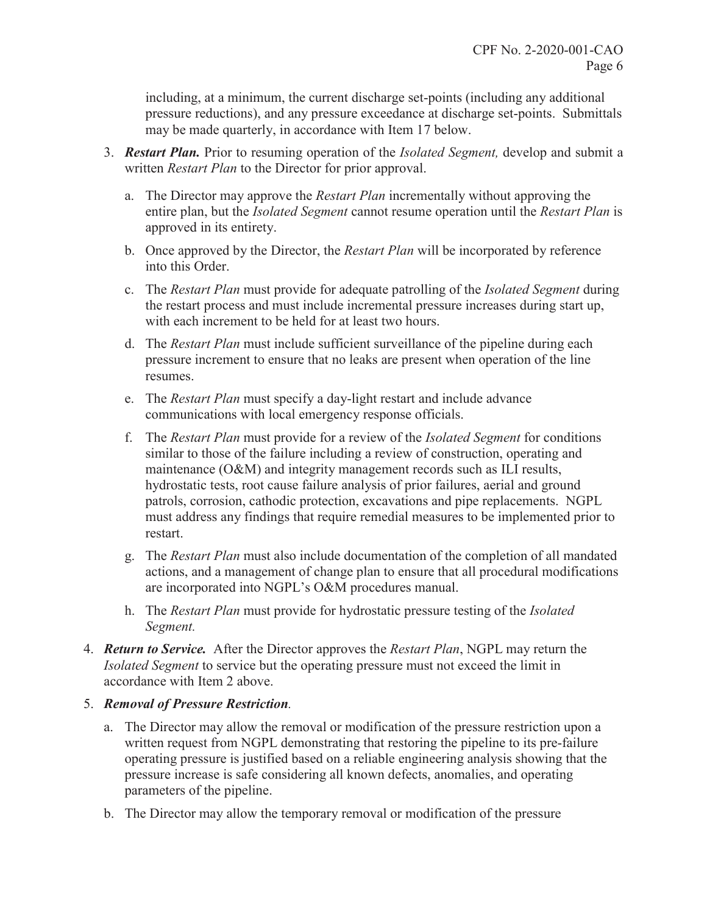including, at a minimum, the current discharge set-points (including any additional pressure reductions), and any pressure exceedance at discharge set-points. Submittals may be made quarterly, in accordance with Item 17 below.

3. ***Restart Plan.*** Prior to resuming operation of the *Isolated Segment,* develop and submit a written *Restart Plan* to the Director for prior approval.

   a. The Director may approve the *Restart Plan* incrementally without approving the entire plan, but the *Isolated Segment* cannot resume operation until the *Restart Plan* is approved in its entirety.

   b. Once approved by the Director, the *Restart Plan* will be incorporated by reference into this Order.

   c. The *Restart Plan* must provide for adequate patrolling of the *Isolated Segment* during the restart process and must include incremental pressure increases during start up, with each increment to be held for at least two hours.

   d. The *Restart Plan* must include sufficient surveillance of the pipeline during each pressure increment to ensure that no leaks are present when operation of the line resumes.

   e. The *Restart Plan* must specify a day-light restart and include advance communications with local emergency response officials.

   f. The *Restart Plan* must provide for a review of the *Isolated Segment* for conditions similar to those of the failure including a review of construction, operating and maintenance (O&M) and integrity management records such as ILI results, hydrostatic tests, root cause failure analysis of prior failures, aerial and ground patrols, corrosion, cathodic protection, excavations and pipe replacements. NGPL must address any findings that require remedial measures to be implemented prior to restart.

   g. The *Restart Plan* must also include documentation of the completion of all mandated actions, and a management of change plan to ensure that all procedural modifications are incorporated into NGPL's O&M procedures manual.

   h. The *Restart Plan* must provide for hydrostatic pressure testing of the *Isolated Segment.*

4. ***Return to Service.*** After the Director approves the *Restart Plan*, NGPL may return the *Isolated Segment* to service but the operating pressure must not exceed the limit in accordance with Item 2 above.

5. ***Removal of Pressure Restriction.***

   a. The Director may allow the removal or modification of the pressure restriction upon a written request from NGPL demonstrating that restoring the pipeline to its pre-failure operating pressure is justified based on a reliable engineering analysis showing that the pressure increase is safe considering all known defects, anomalies, and operating parameters of the pipeline.

   b. The Director may allow the temporary removal or modification of the pressure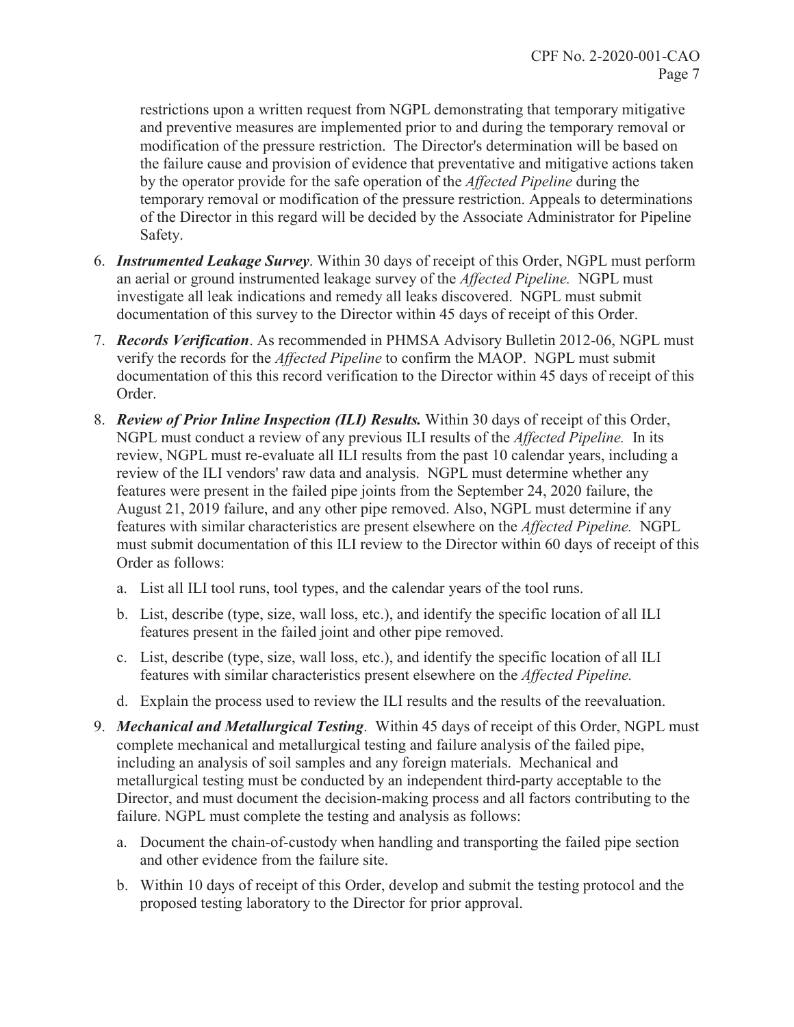restrictions upon a written request from NGPL demonstrating that temporary mitigative and preventive measures are implemented prior to and during the temporary removal or modification of the pressure restriction. The Director's determination will be based on the failure cause and provision of evidence that preventative and mitigative actions taken by the operator provide for the safe operation of the *Affected Pipeline* during the temporary removal or modification of the pressure restriction. Appeals to determinations of the Director in this regard will be decided by the Associate Administrator for Pipeline Safety.

6. ***Instrumented Leakage Survey***. Within 30 days of receipt of this Order, NGPL must perform an aerial or ground instrumented leakage survey of the *Affected Pipeline.* NGPL must investigate all leak indications and remedy all leaks discovered. NGPL must submit documentation of this survey to the Director within 45 days of receipt of this Order.

7. ***Records Verification***. As recommended in PHMSA Advisory Bulletin 2012-06, NGPL must verify the records for the *Affected Pipeline* to confirm the MAOP. NGPL must submit documentation of this this record verification to the Director within 45 days of receipt of this Order.

8. ***Review of Prior Inline Inspection (ILI) Results.*** Within 30 days of receipt of this Order, NGPL must conduct a review of any previous ILI results of the *Affected Pipeline.* In its review, NGPL must re-evaluate all ILI results from the past 10 calendar years, including a review of the ILI vendors' raw data and analysis. NGPL must determine whether any features were present in the failed pipe joints from the September 24, 2020 failure, the August 21, 2019 failure, and any other pipe removed. Also, NGPL must determine if any features with similar characteristics are present elsewhere on the *Affected Pipeline.* NGPL must submit documentation of this ILI review to the Director within 60 days of receipt of this Order as follows:

   a. List all ILI tool runs, tool types, and the calendar years of the tool runs.

   b. List, describe (type, size, wall loss, etc.), and identify the specific location of all ILI features present in the failed joint and other pipe removed.

   c. List, describe (type, size, wall loss, etc.), and identify the specific location of all ILI features with similar characteristics present elsewhere on the *Affected Pipeline.*

   d. Explain the process used to review the ILI results and the results of the reevaluation.

9. ***Mechanical and Metallurgical Testing***. Within 45 days of receipt of this Order, NGPL must complete mechanical and metallurgical testing and failure analysis of the failed pipe, including an analysis of soil samples and any foreign materials. Mechanical and metallurgical testing must be conducted by an independent third-party acceptable to the Director, and must document the decision-making process and all factors contributing to the failure. NGPL must complete the testing and analysis as follows:

   a. Document the chain-of-custody when handling and transporting the failed pipe section and other evidence from the failure site.

   b. Within 10 days of receipt of this Order, develop and submit the testing protocol and the proposed testing laboratory to the Director for prior approval.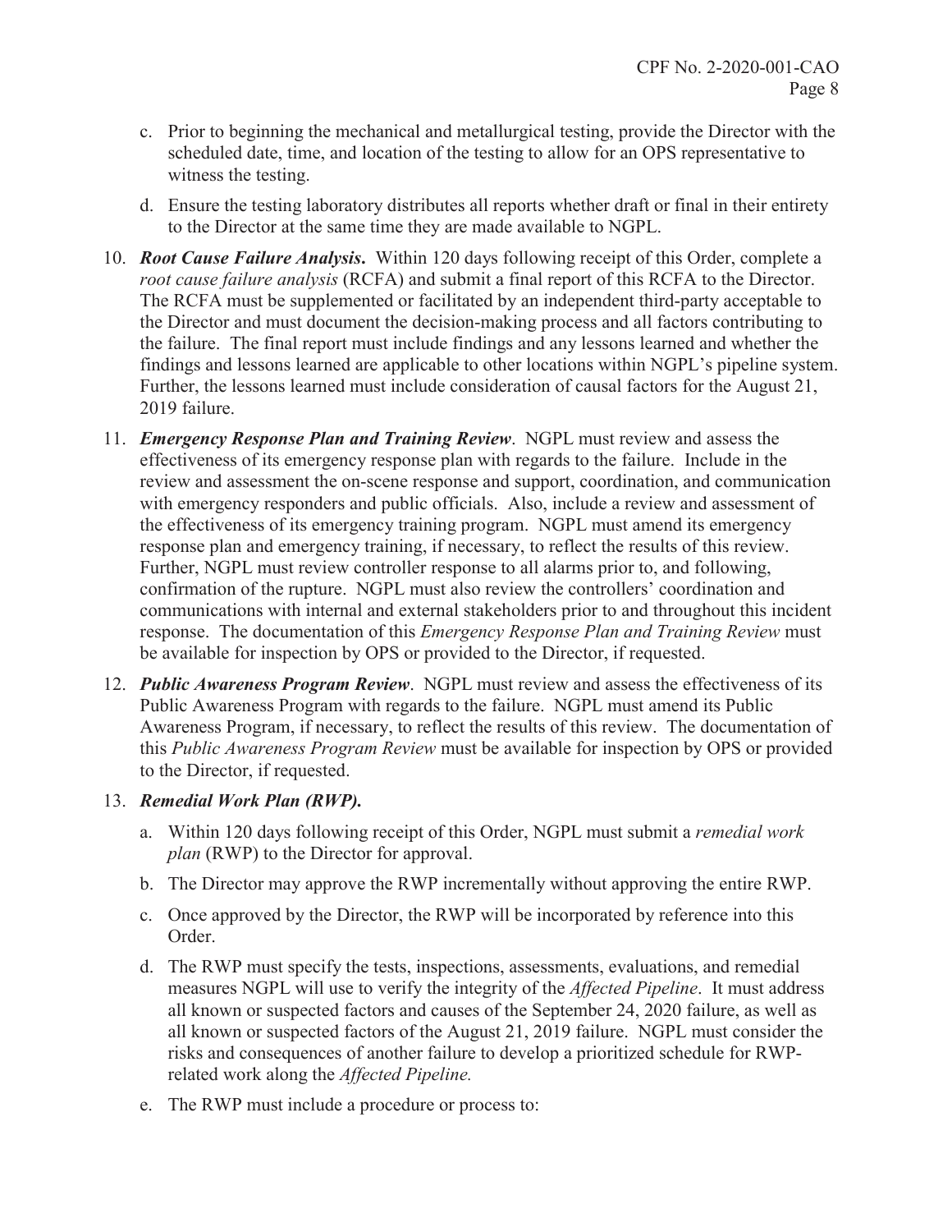c. Prior to beginning the mechanical and metallurgical testing, provide the Director with the scheduled date, time, and location of the testing to allow for an OPS representative to witness the testing.

d. Ensure the testing laboratory distributes all reports whether draft or final in their entirety to the Director at the same time they are made available to NGPL.

10. ***Root Cause Failure Analysis.*** Within 120 days following receipt of this Order, complete a *root cause failure analysis* (RCFA) and submit a final report of this RCFA to the Director. The RCFA must be supplemented or facilitated by an independent third-party acceptable to the Director and must document the decision-making process and all factors contributing to the failure. The final report must include findings and any lessons learned and whether the findings and lessons learned are applicable to other locations within NGPL's pipeline system. Further, the lessons learned must include consideration of causal factors for the August 21, 2019 failure.

11. ***Emergency Response Plan and Training Review***. NGPL must review and assess the effectiveness of its emergency response plan with regards to the failure. Include in the review and assessment the on-scene response and support, coordination, and communication with emergency responders and public officials. Also, include a review and assessment of the effectiveness of its emergency training program. NGPL must amend its emergency response plan and emergency training, if necessary, to reflect the results of this review. Further, NGPL must review controller response to all alarms prior to, and following, confirmation of the rupture. NGPL must also review the controllers' coordination and communications with internal and external stakeholders prior to and throughout this incident response. The documentation of this *Emergency Response Plan and Training Review* must be available for inspection by OPS or provided to the Director, if requested.

12. ***Public Awareness Program Review***. NGPL must review and assess the effectiveness of its Public Awareness Program with regards to the failure. NGPL must amend its Public Awareness Program, if necessary, to reflect the results of this review. The documentation of this *Public Awareness Program Review* must be available for inspection by OPS or provided to the Director, if requested.

13. ***Remedial Work Plan (RWP).***

    a. Within 120 days following receipt of this Order, NGPL must submit a *remedial work plan* (RWP) to the Director for approval.

    b. The Director may approve the RWP incrementally without approving the entire RWP.

    c. Once approved by the Director, the RWP will be incorporated by reference into this Order.

    d. The RWP must specify the tests, inspections, assessments, evaluations, and remedial measures NGPL will use to verify the integrity of the *Affected Pipeline*. It must address all known or suspected factors and causes of the September 24, 2020 failure, as well as all known or suspected factors of the August 21, 2019 failure. NGPL must consider the risks and consequences of another failure to develop a prioritized schedule for RWP-related work along the *Affected Pipeline.*

    e. The RWP must include a procedure or process to: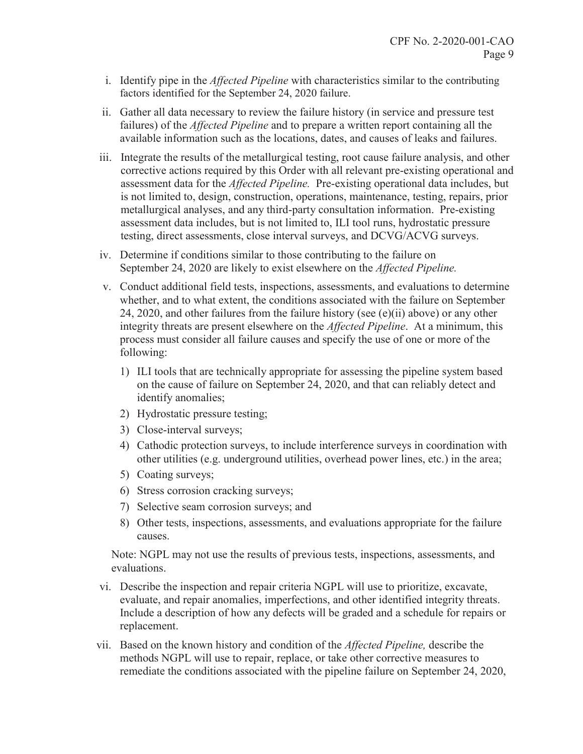i. Identify pipe in the *Affected Pipeline* with characteristics similar to the contributing factors identified for the September 24, 2020 failure.

ii. Gather all data necessary to review the failure history (in service and pressure test failures) of the *Affected Pipeline* and to prepare a written report containing all the available information such as the locations, dates, and causes of leaks and failures.

iii. Integrate the results of the metallurgical testing, root cause failure analysis, and other corrective actions required by this Order with all relevant pre-existing operational and assessment data for the *Affected Pipeline.* Pre-existing operational data includes, but is not limited to, design, construction, operations, maintenance, testing, repairs, prior metallurgical analyses, and any third-party consultation information. Pre-existing assessment data includes, but is not limited to, ILI tool runs, hydrostatic pressure testing, direct assessments, close interval surveys, and DCVG/ACVG surveys.

iv. Determine if conditions similar to those contributing to the failure on September 24, 2020 are likely to exist elsewhere on the *Affected Pipeline.*

v. Conduct additional field tests, inspections, assessments, and evaluations to determine whether, and to what extent, the conditions associated with the failure on September 24, 2020, and other failures from the failure history (see (e)(ii) above) or any other integrity threats are present elsewhere on the *Affected Pipeline*. At a minimum, this process must consider all failure causes and specify the use of one or more of the following:

   1) ILI tools that are technically appropriate for assessing the pipeline system based on the cause of failure on September 24, 2020, and that can reliably detect and identify anomalies;
   2) Hydrostatic pressure testing;
   3) Close-interval surveys;
   4) Cathodic protection surveys, to include interference surveys in coordination with other utilities (e.g. underground utilities, overhead power lines, etc.) in the area;
   5) Coating surveys;
   6) Stress corrosion cracking surveys;
   7) Selective seam corrosion surveys; and
   8) Other tests, inspections, assessments, and evaluations appropriate for the failure causes.

   Note: NGPL may not use the results of previous tests, inspections, assessments, and evaluations.

vi. Describe the inspection and repair criteria NGPL will use to prioritize, excavate, evaluate, and repair anomalies, imperfections, and other identified integrity threats. Include a description of how any defects will be graded and a schedule for repairs or replacement.

vii. Based on the known history and condition of the *Affected Pipeline,* describe the methods NGPL will use to repair, replace, or take other corrective measures to remediate the conditions associated with the pipeline failure on September 24, 2020,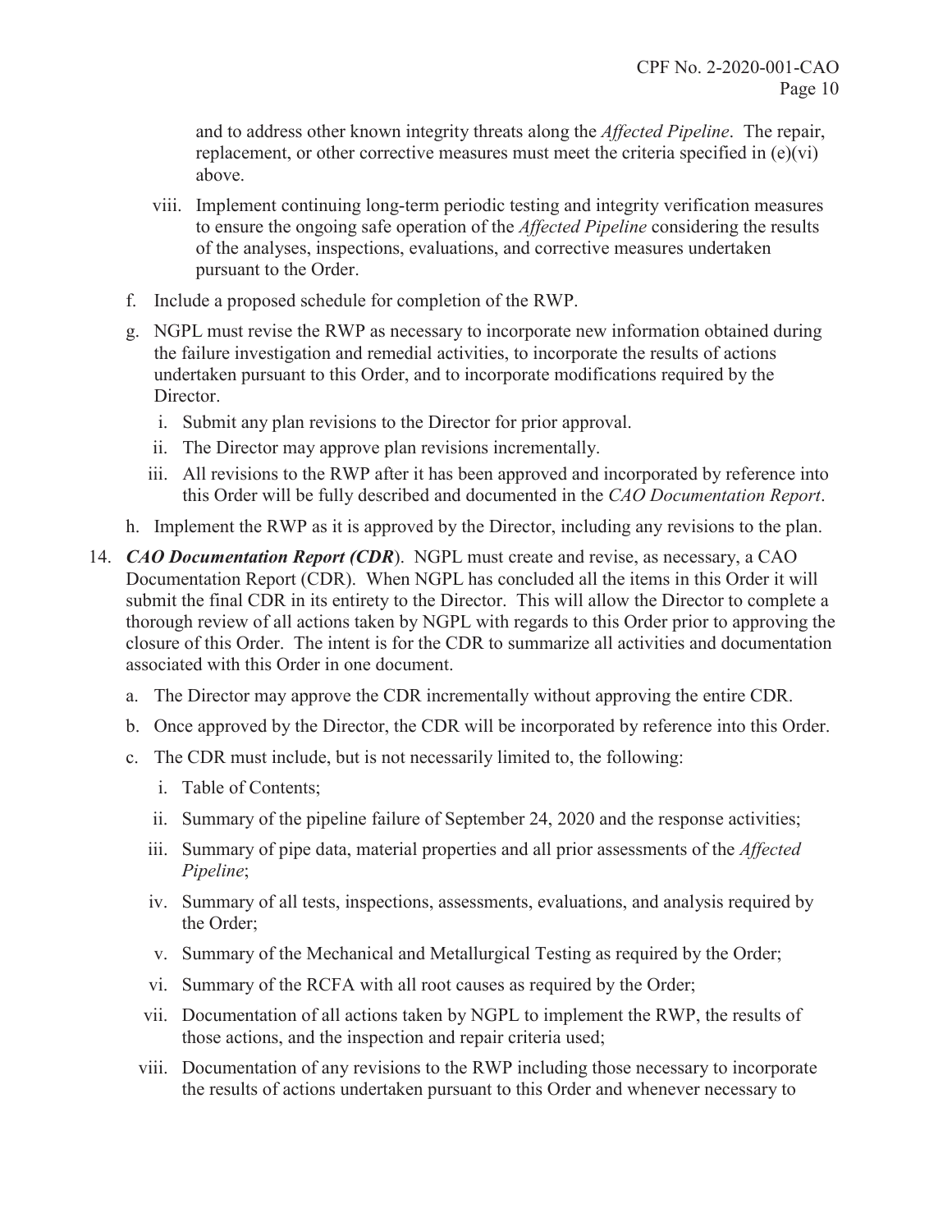and to address other known integrity threats along the *Affected Pipeline*. The repair, replacement, or other corrective measures must meet the criteria specified in (e)(vi) above.

viii. Implement continuing long-term periodic testing and integrity verification measures to ensure the ongoing safe operation of the *Affected Pipeline* considering the results of the analyses, inspections, evaluations, and corrective measures undertaken pursuant to the Order.

f. Include a proposed schedule for completion of the RWP.

g. NGPL must revise the RWP as necessary to incorporate new information obtained during the failure investigation and remedial activities, to incorporate the results of actions undertaken pursuant to this Order, and to incorporate modifications required by the Director.

   i. Submit any plan revisions to the Director for prior approval.

   ii. The Director may approve plan revisions incrementally.

   iii. All revisions to the RWP after it has been approved and incorporated by reference into this Order will be fully described and documented in the *CAO Documentation Report*.

h. Implement the RWP as it is approved by the Director, including any revisions to the plan.

14. ***CAO Documentation Report (CDR)***. NGPL must create and revise, as necessary, a CAO Documentation Report (CDR). When NGPL has concluded all the items in this Order it will submit the final CDR in its entirety to the Director. This will allow the Director to complete a thorough review of all actions taken by NGPL with regards to this Order prior to approving the closure of this Order. The intent is for the CDR to summarize all activities and documentation associated with this Order in one document.

   a. The Director may approve the CDR incrementally without approving the entire CDR.

   b. Once approved by the Director, the CDR will be incorporated by reference into this Order.

   c. The CDR must include, but is not necessarily limited to, the following:

      i. Table of Contents;

      ii. Summary of the pipeline failure of September 24, 2020 and the response activities;

      iii. Summary of pipe data, material properties and all prior assessments of the *Affected Pipeline*;

      iv. Summary of all tests, inspections, assessments, evaluations, and analysis required by the Order;

      v. Summary of the Mechanical and Metallurgical Testing as required by the Order;

      vi. Summary of the RCFA with all root causes as required by the Order;

      vii. Documentation of all actions taken by NGPL to implement the RWP, the results of those actions, and the inspection and repair criteria used;

      viii. Documentation of any revisions to the RWP including those necessary to incorporate the results of actions undertaken pursuant to this Order and whenever necessary to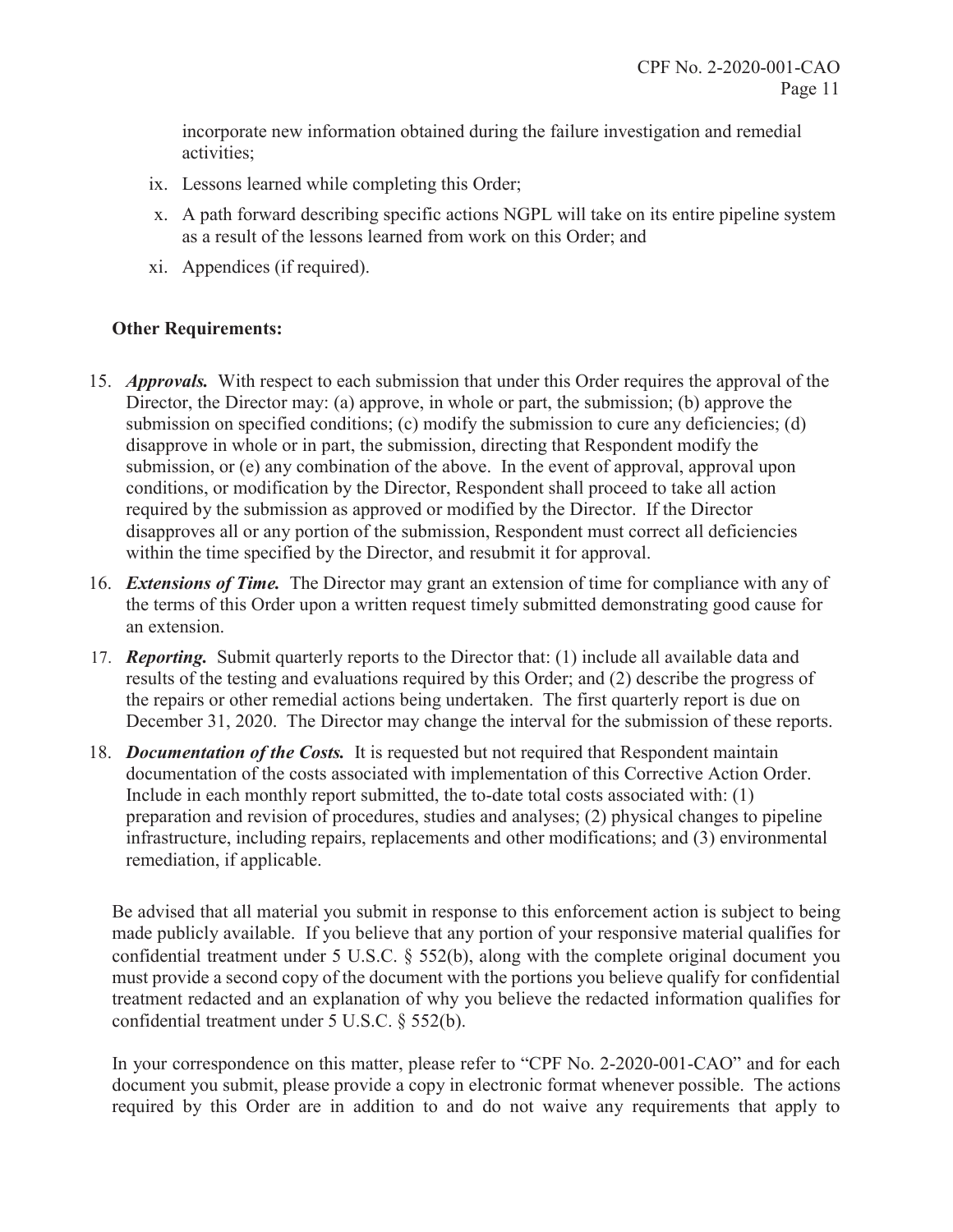incorporate new information obtained during the failure investigation and remedial activities;

ix. Lessons learned while completing this Order;

x. A path forward describing specific actions NGPL will take on its entire pipeline system as a result of the lessons learned from work on this Order; and

xi. Appendices (if required).

**Other Requirements:**

15. ***Approvals.*** With respect to each submission that under this Order requires the approval of the Director, the Director may: (a) approve, in whole or part, the submission; (b) approve the submission on specified conditions; (c) modify the submission to cure any deficiencies; (d) disapprove in whole or in part, the submission, directing that Respondent modify the submission, or (e) any combination of the above. In the event of approval, approval upon conditions, or modification by the Director, Respondent shall proceed to take all action required by the submission as approved or modified by the Director. If the Director disapproves all or any portion of the submission, Respondent must correct all deficiencies within the time specified by the Director, and resubmit it for approval.

16. ***Extensions of Time.*** The Director may grant an extension of time for compliance with any of the terms of this Order upon a written request timely submitted demonstrating good cause for an extension.

17. ***Reporting.*** Submit quarterly reports to the Director that: (1) include all available data and results of the testing and evaluations required by this Order; and (2) describe the progress of the repairs or other remedial actions being undertaken. The first quarterly report is due on December 31, 2020. The Director may change the interval for the submission of these reports.

18. ***Documentation of the Costs.*** It is requested but not required that Respondent maintain documentation of the costs associated with implementation of this Corrective Action Order. Include in each monthly report submitted, the to-date total costs associated with: (1) preparation and revision of procedures, studies and analyses; (2) physical changes to pipeline infrastructure, including repairs, replacements and other modifications; and (3) environmental remediation, if applicable.

Be advised that all material you submit in response to this enforcement action is subject to being made publicly available. If you believe that any portion of your responsive material qualifies for confidential treatment under 5 U.S.C. § 552(b), along with the complete original document you must provide a second copy of the document with the portions you believe qualify for confidential treatment redacted and an explanation of why you believe the redacted information qualifies for confidential treatment under 5 U.S.C. § 552(b).

In your correspondence on this matter, please refer to "CPF No. 2-2020-001-CAO" and for each document you submit, please provide a copy in electronic format whenever possible. The actions required by this Order are in addition to and do not waive any requirements that apply to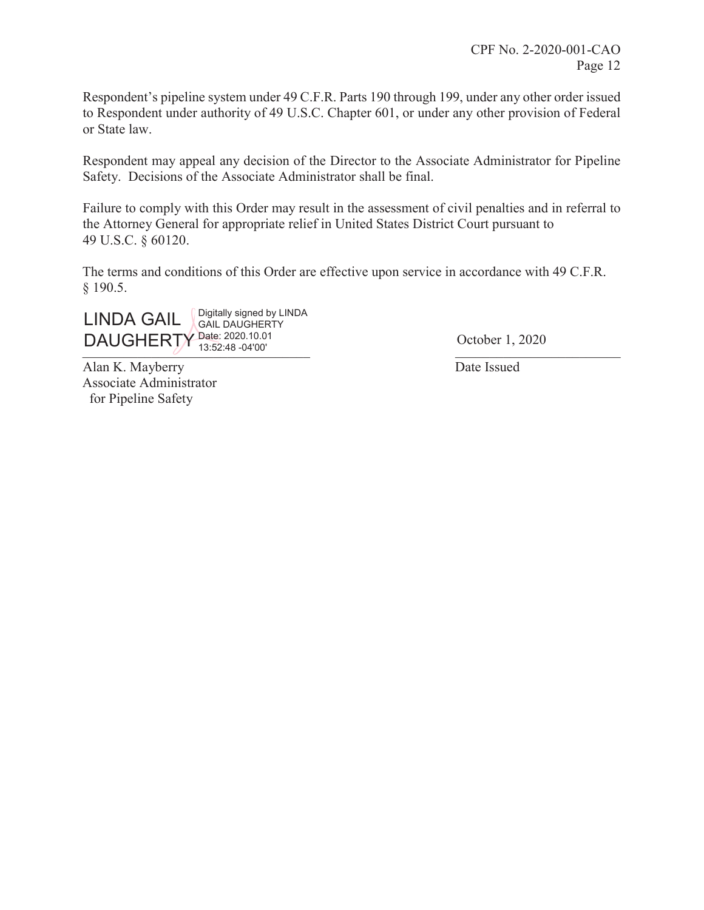Respondent's pipeline system under 49 C.F.R. Parts 190 through 199, under any other order issued to Respondent under authority of 49 U.S.C. Chapter 601, or under any other provision of Federal or State law.

Respondent may appeal any decision of the Director to the Associate Administrator for Pipeline Safety. Decisions of the Associate Administrator shall be final.

Failure to comply with this Order may result in the assessment of civil penalties and in referral to the Attorney General for appropriate relief in United States District Court pursuant to 49 U.S.C. § 60120.

The terms and conditions of this Order are effective upon service in accordance with 49 C.F.R. § 190.5.

LINDA GAIL DAUGHERTY Digitally signed by LINDA GAIL DAUGHERTY Date: 2020.10.01 13:52:48 -04'00'

Alan K. Mayberry
Associate Administrator
for Pipeline Safety

October 1, 2020

Date Issued